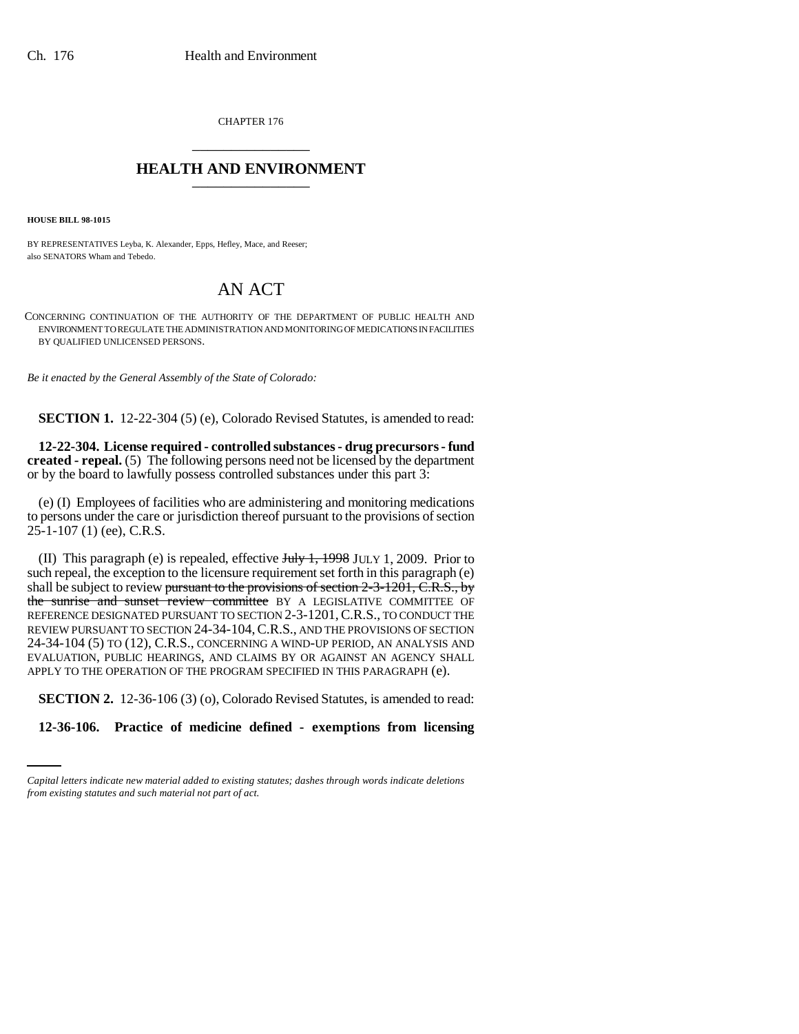CHAPTER 176

# HEALTH AND ENVIRONMENT

**HOUSE BILL 98-1015**

BY REPRESENTATIVES Leyba, K. Alexander, Epps, Hefley, Mace, and Reeser;
also SENATORS Wham and Tebedo.

# AN ACT

CONCERNING CONTINUATION OF THE AUTHORITY OF THE DEPARTMENT OF PUBLIC HEALTH AND ENVIRONMENT TO REGULATE THE ADMINISTRATION AND MONITORING OF MEDICATIONS IN FACILITIES BY QUALIFIED UNLICENSED PERSONS.

*Be it enacted by the General Assembly of the State of Colorado:*

**SECTION 1.** 12-22-304 (5) (e), Colorado Revised Statutes, is amended to read:

**12-22-304. License required - controlled substances - drug precursors - fund created - repeal.** (5) The following persons need not be licensed by the department or by the board to lawfully possess controlled substances under this part 3:

(e) (I) Employees of facilities who are administering and monitoring medications to persons under the care or jurisdiction thereof pursuant to the provisions of section 25-1-107 (1) (ee), C.R.S.

(II) This paragraph (e) is repealed, effective ~~July 1, 1998~~ JULY 1, 2009. Prior to such repeal, the exception to the licensure requirement set forth in this paragraph (e) shall be subject to review ~~pursuant to the provisions of section 2-3-1201, C.R.S., by the sunrise and sunset review committee~~ BY A LEGISLATIVE COMMITTEE OF REFERENCE DESIGNATED PURSUANT TO SECTION 2-3-1201, C.R.S., TO CONDUCT THE REVIEW PURSUANT TO SECTION 24-34-104, C.R.S., AND THE PROVISIONS OF SECTION 24-34-104 (5) TO (12), C.R.S., CONCERNING A WIND-UP PERIOD, AN ANALYSIS AND EVALUATION, PUBLIC HEARINGS, AND CLAIMS BY OR AGAINST AN AGENCY SHALL APPLY TO THE OPERATION OF THE PROGRAM SPECIFIED IN THIS PARAGRAPH (e).

**SECTION 2.** 12-36-106 (3) (o), Colorado Revised Statutes, is amended to read:

**12-36-106. Practice of medicine defined - exemptions from licensing**

*Capital letters indicate new material added to existing statutes; dashes through words indicate deletions from existing statutes and such material not part of act.*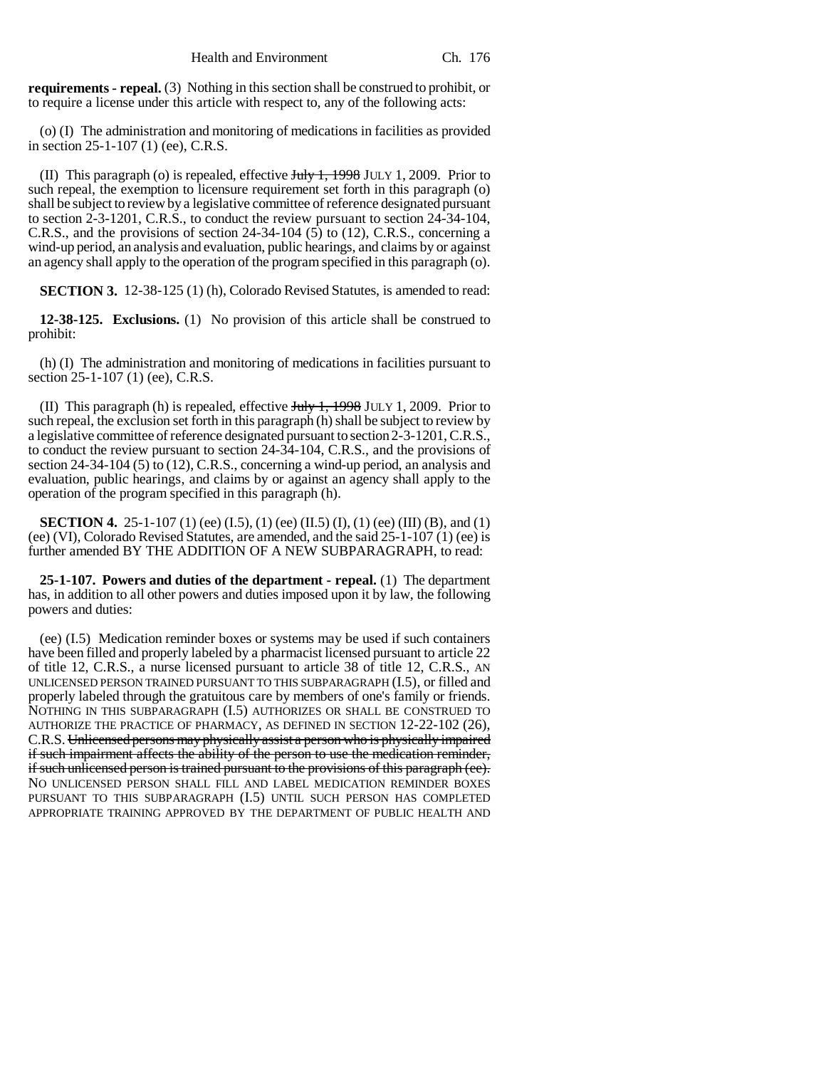**requirements - repeal.** (3) Nothing in this section shall be construed to prohibit, or to require a license under this article with respect to, any of the following acts:

(o) (I) The administration and monitoring of medications in facilities as provided in section 25-1-107 (1) (ee), C.R.S.

(II) This paragraph (o) is repealed, effective ~~July 1, 1998~~ JULY 1, 2009. Prior to such repeal, the exemption to licensure requirement set forth in this paragraph (o) shall be subject to review by a legislative committee of reference designated pursuant to section 2-3-1201, C.R.S., to conduct the review pursuant to section 24-34-104, C.R.S., and the provisions of section 24-34-104 (5) to (12), C.R.S., concerning a wind-up period, an analysis and evaluation, public hearings, and claims by or against an agency shall apply to the operation of the program specified in this paragraph (o).

**SECTION 3.** 12-38-125 (1) (h), Colorado Revised Statutes, is amended to read:

**12-38-125. Exclusions.** (1) No provision of this article shall be construed to prohibit:

(h) (I) The administration and monitoring of medications in facilities pursuant to section 25-1-107 (1) (ee), C.R.S.

(II) This paragraph (h) is repealed, effective ~~July 1, 1998~~ JULY 1, 2009. Prior to such repeal, the exclusion set forth in this paragraph (h) shall be subject to review by a legislative committee of reference designated pursuant to section 2-3-1201, C.R.S., to conduct the review pursuant to section 24-34-104, C.R.S., and the provisions of section 24-34-104 (5) to (12), C.R.S., concerning a wind-up period, an analysis and evaluation, public hearings, and claims by or against an agency shall apply to the operation of the program specified in this paragraph (h).

**SECTION 4.** 25-1-107 (1) (ee) (I.5), (1) (ee) (II.5) (I), (1) (ee) (III) (B), and (1) (ee) (VI), Colorado Revised Statutes, are amended, and the said 25-1-107 (1) (ee) is further amended BY THE ADDITION OF A NEW SUBPARAGRAPH, to read:

**25-1-107. Powers and duties of the department - repeal.** (1) The department has, in addition to all other powers and duties imposed upon it by law, the following powers and duties:

(ee) (I.5) Medication reminder boxes or systems may be used if such containers have been filled and properly labeled by a pharmacist licensed pursuant to article 22 of title 12, C.R.S., a nurse licensed pursuant to article 38 of title 12, C.R.S., AN UNLICENSED PERSON TRAINED PURSUANT TO THIS SUBPARAGRAPH (I.5), or filled and properly labeled through the gratuitous care by members of one's family or friends. NOTHING IN THIS SUBPARAGRAPH (I.5) AUTHORIZES OR SHALL BE CONSTRUED TO AUTHORIZE THE PRACTICE OF PHARMACY, AS DEFINED IN SECTION 12-22-102 (26), C.R.S. ~~Unlicensed persons may physically assist a person who is physically impaired if such impairment affects the ability of the person to use the medication reminder, if such unlicensed person is trained pursuant to the provisions of this paragraph (ee).~~ NO UNLICENSED PERSON SHALL FILL AND LABEL MEDICATION REMINDER BOXES PURSUANT TO THIS SUBPARAGRAPH (I.5) UNTIL SUCH PERSON HAS COMPLETED APPROPRIATE TRAINING APPROVED BY THE DEPARTMENT OF PUBLIC HEALTH AND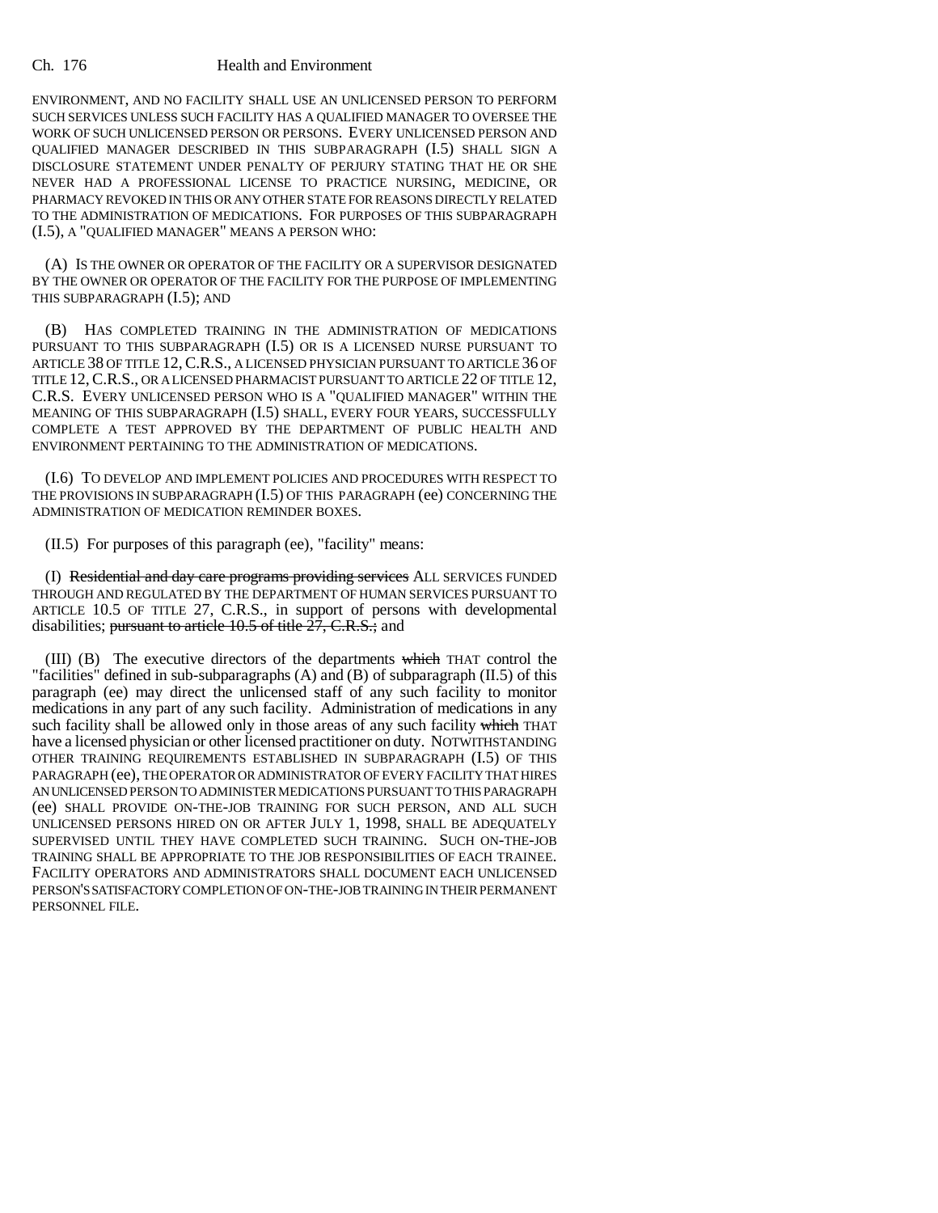ENVIRONMENT, AND NO FACILITY SHALL USE AN UNLICENSED PERSON TO PERFORM SUCH SERVICES UNLESS SUCH FACILITY HAS A QUALIFIED MANAGER TO OVERSEE THE WORK OF SUCH UNLICENSED PERSON OR PERSONS. EVERY UNLICENSED PERSON AND QUALIFIED MANAGER DESCRIBED IN THIS SUBPARAGRAPH (I.5) SHALL SIGN A DISCLOSURE STATEMENT UNDER PENALTY OF PERJURY STATING THAT HE OR SHE NEVER HAD A PROFESSIONAL LICENSE TO PRACTICE NURSING, MEDICINE, OR PHARMACY REVOKED IN THIS OR ANY OTHER STATE FOR REASONS DIRECTLY RELATED TO THE ADMINISTRATION OF MEDICATIONS. FOR PURPOSES OF THIS SUBPARAGRAPH (I.5), A "QUALIFIED MANAGER" MEANS A PERSON WHO:

(A) IS THE OWNER OR OPERATOR OF THE FACILITY OR A SUPERVISOR DESIGNATED BY THE OWNER OR OPERATOR OF THE FACILITY FOR THE PURPOSE OF IMPLEMENTING THIS SUBPARAGRAPH (I.5); AND

(B) HAS COMPLETED TRAINING IN THE ADMINISTRATION OF MEDICATIONS PURSUANT TO THIS SUBPARAGRAPH (I.5) OR IS A LICENSED NURSE PURSUANT TO ARTICLE 38 OF TITLE 12, C.R.S., A LICENSED PHYSICIAN PURSUANT TO ARTICLE 36 OF TITLE 12, C.R.S., OR A LICENSED PHARMACIST PURSUANT TO ARTICLE 22 OF TITLE 12, C.R.S. EVERY UNLICENSED PERSON WHO IS A "QUALIFIED MANAGER" WITHIN THE MEANING OF THIS SUBPARAGRAPH (I.5) SHALL, EVERY FOUR YEARS, SUCCESSFULLY COMPLETE A TEST APPROVED BY THE DEPARTMENT OF PUBLIC HEALTH AND ENVIRONMENT PERTAINING TO THE ADMINISTRATION OF MEDICATIONS.

(I.6) TO DEVELOP AND IMPLEMENT POLICIES AND PROCEDURES WITH RESPECT TO THE PROVISIONS IN SUBPARAGRAPH (I.5) OF THIS PARAGRAPH (ee) CONCERNING THE ADMINISTRATION OF MEDICATION REMINDER BOXES.

(II.5) For purposes of this paragraph (ee), "facility" means:

(I) ~~Residential and day care programs providing services~~ ALL SERVICES FUNDED THROUGH AND REGULATED BY THE DEPARTMENT OF HUMAN SERVICES PURSUANT TO ARTICLE 10.5 OF TITLE 27, C.R.S., in support of persons with developmental disabilities; ~~pursuant to article 10.5 of title 27, C.R.S.;~~ and

(III) (B) The executive directors of the departments ~~which~~ THAT control the "facilities" defined in sub-subparagraphs (A) and (B) of subparagraph (II.5) of this paragraph (ee) may direct the unlicensed staff of any such facility to monitor medications in any part of any such facility. Administration of medications in any such facility shall be allowed only in those areas of any such facility ~~which~~ THAT have a licensed physician or other licensed practitioner on duty. NOTWITHSTANDING OTHER TRAINING REQUIREMENTS ESTABLISHED IN SUBPARAGRAPH (I.5) OF THIS PARAGRAPH (ee), THE OPERATOR OR ADMINISTRATOR OF EVERY FACILITY THAT HIRES AN UNLICENSED PERSON TO ADMINISTER MEDICATIONS PURSUANT TO THIS PARAGRAPH (ee) SHALL PROVIDE ON-THE-JOB TRAINING FOR SUCH PERSON, AND ALL SUCH UNLICENSED PERSONS HIRED ON OR AFTER JULY 1, 1998, SHALL BE ADEQUATELY SUPERVISED UNTIL THEY HAVE COMPLETED SUCH TRAINING. SUCH ON-THE-JOB TRAINING SHALL BE APPROPRIATE TO THE JOB RESPONSIBILITIES OF EACH TRAINEE. FACILITY OPERATORS AND ADMINISTRATORS SHALL DOCUMENT EACH UNLICENSED PERSON'S SATISFACTORY COMPLETION OF ON-THE-JOB TRAINING IN THEIR PERMANENT PERSONNEL FILE.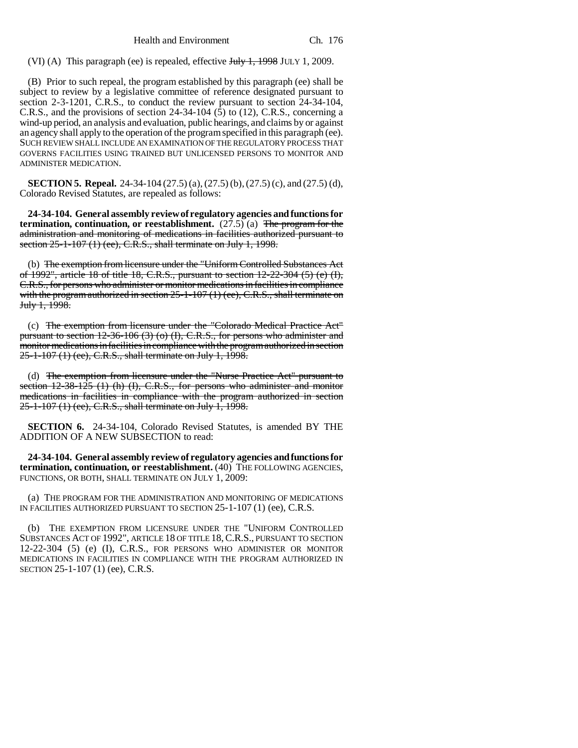(VI) (A) This paragraph (ee) is repealed, effective ~~July 1, 1998~~ JULY 1, 2009.

(B) Prior to such repeal, the program established by this paragraph (ee) shall be subject to review by a legislative committee of reference designated pursuant to section 2-3-1201, C.R.S., to conduct the review pursuant to section 24-34-104, C.R.S., and the provisions of section 24-34-104 (5) to (12), C.R.S., concerning a wind-up period, an analysis and evaluation, public hearings, and claims by or against an agency shall apply to the operation of the program specified in this paragraph (ee). SUCH REVIEW SHALL INCLUDE AN EXAMINATION OF THE REGULATORY PROCESS THAT GOVERNS FACILITIES USING TRAINED BUT UNLICENSED PERSONS TO MONITOR AND ADMINISTER MEDICATION.

**SECTION 5. Repeal.** 24-34-104 (27.5) (a), (27.5) (b), (27.5) (c), and (27.5) (d), Colorado Revised Statutes, are repealed as follows:

**24-34-104. General assembly review of regulatory agencies and functions for termination, continuation, or reestablishment.** (27.5) (a) ~~The program for the administration and monitoring of medications in facilities authorized pursuant to section 25-1-107 (1) (ee), C.R.S., shall terminate on July 1, 1998.~~

(b) ~~The exemption from licensure under the "Uniform Controlled Substances Act of 1992", article 18 of title 18, C.R.S., pursuant to section 12-22-304 (5) (e) (I), C.R.S., for persons who administer or monitor medications in facilities in compliance with the program authorized in section 25-1-107 (1) (ee), C.R.S., shall terminate on July 1, 1998.~~

(c) ~~The exemption from licensure under the "Colorado Medical Practice Act" pursuant to section 12-36-106 (3) (o) (I), C.R.S., for persons who administer and monitor medications in facilities in compliance with the program authorized in section 25-1-107 (1) (ee), C.R.S., shall terminate on July 1, 1998.~~

(d) ~~The exemption from licensure under the "Nurse Practice Act" pursuant to section 12-38-125 (1) (h) (I), C.R.S., for persons who administer and monitor medications in facilities in compliance with the program authorized in section 25-1-107 (1) (ee), C.R.S., shall terminate on July 1, 1998.~~

**SECTION 6.** 24-34-104, Colorado Revised Statutes, is amended BY THE ADDITION OF A NEW SUBSECTION to read:

**24-34-104. General assembly review of regulatory agencies and functions for termination, continuation, or reestablishment.** (40) THE FOLLOWING AGENCIES, FUNCTIONS, OR BOTH, SHALL TERMINATE ON JULY 1, 2009:

(a) THE PROGRAM FOR THE ADMINISTRATION AND MONITORING OF MEDICATIONS IN FACILITIES AUTHORIZED PURSUANT TO SECTION 25-1-107 (1) (ee), C.R.S.

(b) THE EXEMPTION FROM LICENSURE UNDER THE "UNIFORM CONTROLLED SUBSTANCES ACT OF 1992", ARTICLE 18 OF TITLE 18, C.R.S., PURSUANT TO SECTION 12-22-304 (5) (e) (I), C.R.S., FOR PERSONS WHO ADMINISTER OR MONITOR MEDICATIONS IN FACILITIES IN COMPLIANCE WITH THE PROGRAM AUTHORIZED IN SECTION 25-1-107 (1) (ee), C.R.S.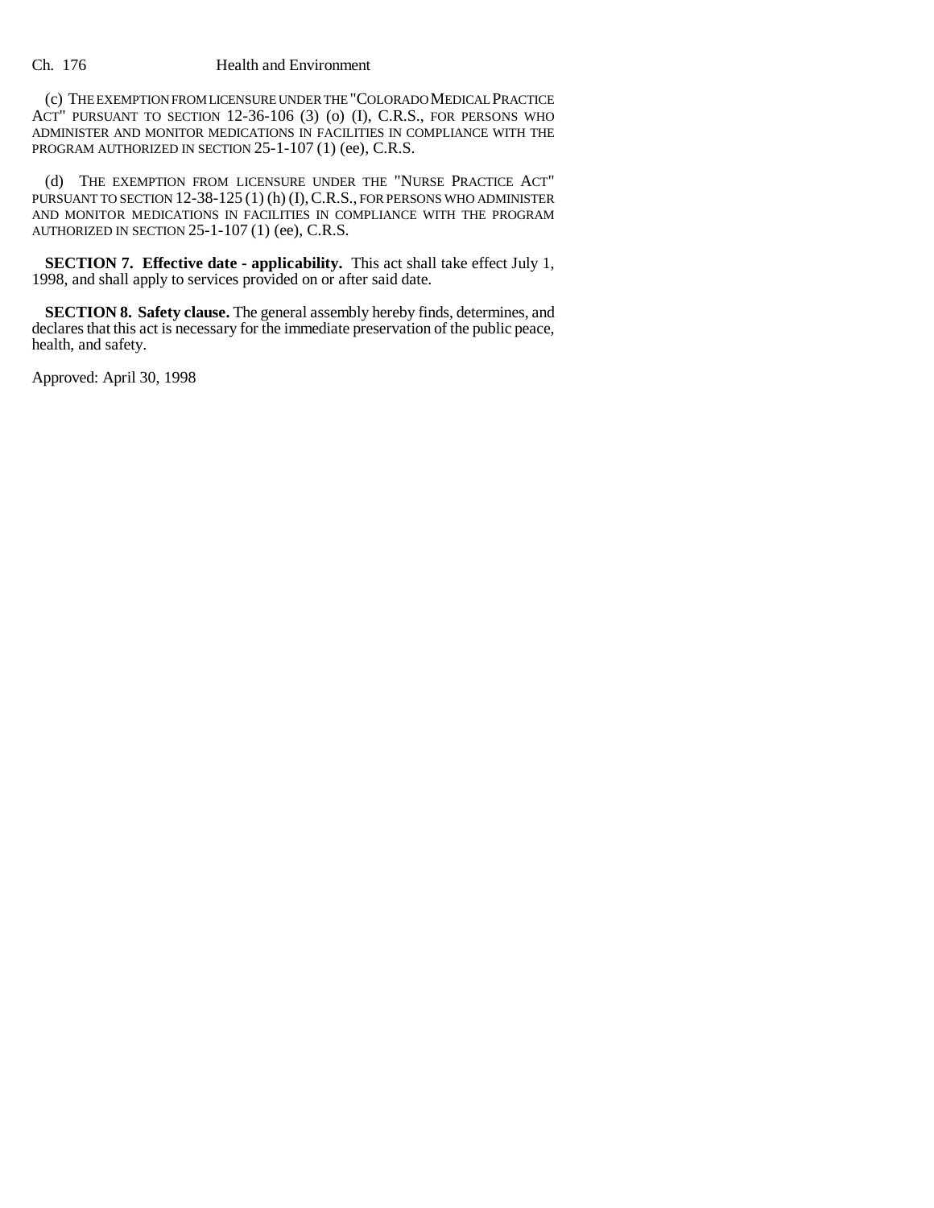(c) THE EXEMPTION FROM LICENSURE UNDER THE "COLORADO MEDICAL PRACTICE ACT" PURSUANT TO SECTION 12-36-106 (3) (o) (I), C.R.S., FOR PERSONS WHO ADMINISTER AND MONITOR MEDICATIONS IN FACILITIES IN COMPLIANCE WITH THE PROGRAM AUTHORIZED IN SECTION 25-1-107 (1) (ee), C.R.S.

(d) THE EXEMPTION FROM LICENSURE UNDER THE "NURSE PRACTICE ACT" PURSUANT TO SECTION 12-38-125 (1) (h) (I), C.R.S., FOR PERSONS WHO ADMINISTER AND MONITOR MEDICATIONS IN FACILITIES IN COMPLIANCE WITH THE PROGRAM AUTHORIZED IN SECTION 25-1-107 (1) (ee), C.R.S.

**SECTION 7. Effective date - applicability.** This act shall take effect July 1, 1998, and shall apply to services provided on or after said date.

**SECTION 8. Safety clause.** The general assembly hereby finds, determines, and declares that this act is necessary for the immediate preservation of the public peace, health, and safety.

Approved: April 30, 1998